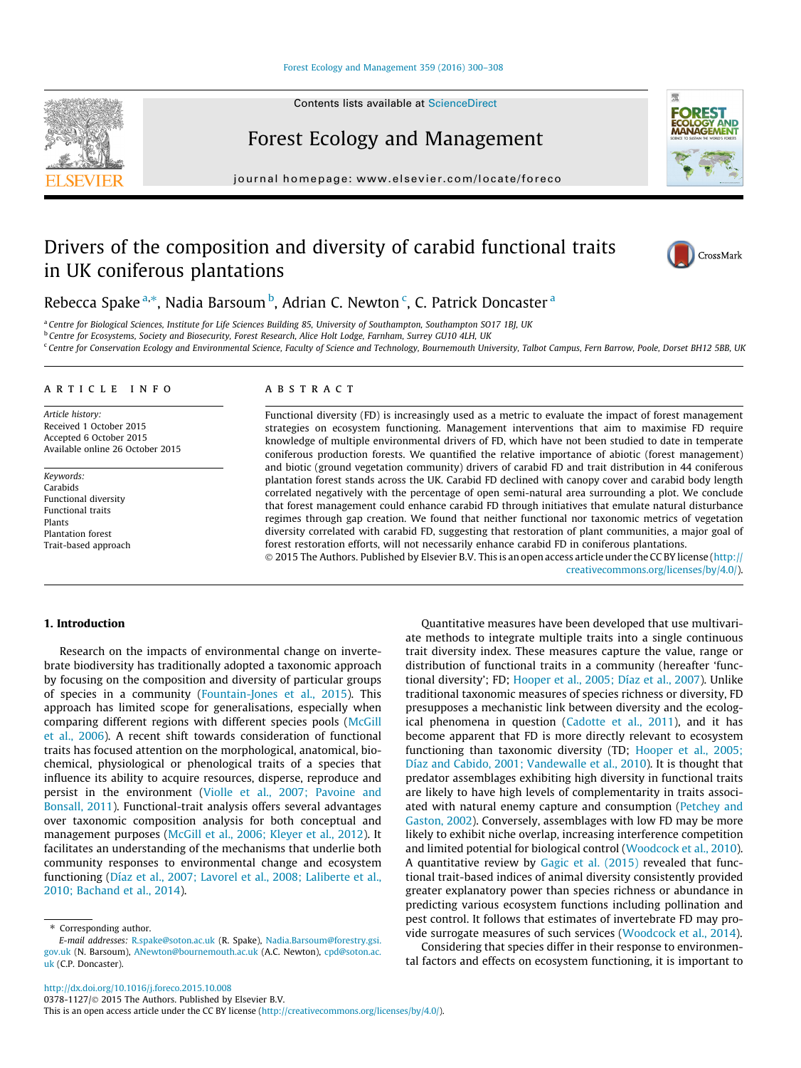# Drivers of the composition and diversity of carabid functional traits in UK coniferous plantations

Rebecca Spake [a,*], Nadia Barsoum [b], Adrian C. Newton [c], C. Patrick Doncaster [a]

[a] Centre for Biological Sciences, Institute for Life Sciences Building 85, University of Southampton, Southampton SO17 1BJ, UK
[b] Centre for Ecosystems, Society and Biosecurity, Forest Research, Alice Holt Lodge, Farnham, Surrey GU10 4LH, UK
[c] Centre for Conservation Ecology and Environmental Science, Faculty of Science and Technology, Bournemouth University, Talbot Campus, Fern Barrow, Poole, Dorset BH12 5BB, UK

## ARTICLE INFO

*Article history:*
Received 1 October 2015
Accepted 6 October 2015
Available online 26 October 2015

*Keywords:*
Carabids
Functional diversity
Functional traits
Plants
Plantation forest
Trait-based approach

## ABSTRACT

Functional diversity (FD) is increasingly used as a metric to evaluate the impact of forest management strategies on ecosystem functioning. Management interventions that aim to maximise FD require knowledge of multiple environmental drivers of FD, which have not been studied to date in temperate coniferous production forests. We quantified the relative importance of abiotic (forest management) and biotic (ground vegetation community) drivers of carabid FD and trait distribution in 44 coniferous plantation forest stands across the UK. Carabid FD declined with canopy cover and carabid body length correlated negatively with the percentage of open semi-natural area surrounding a plot. We conclude that forest management could enhance carabid FD through initiatives that emulate natural disturbance regimes through gap creation. We found that neither functional nor taxonomic metrics of vegetation diversity correlated with carabid FD, suggesting that restoration of plant communities, a major goal of forest restoration efforts, will not necessarily enhance carabid FD in coniferous plantations.

© 2015 The Authors. Published by Elsevier B.V. This is an open access article under the CC BY license (http://creativecommons.org/licenses/by/4.0/).

## 1. Introduction

Research on the impacts of environmental change on invertebrate biodiversity has traditionally adopted a taxonomic approach by focusing on the composition and diversity of particular groups of species in a community (Fountain-Jones et al., 2015). This approach has limited scope for generalisations, especially when comparing different regions with different species pools (McGill et al., 2006). A recent shift towards consideration of functional traits has focused attention on the morphological, anatomical, biochemical, physiological or phenological traits of a species that influence its ability to acquire resources, disperse, reproduce and persist in the environment (Violle et al., 2007; Pavoine and Bonsall, 2011). Functional-trait analysis offers several advantages over taxonomic composition analysis for both conceptual and management purposes (McGill et al., 2006; Kleyer et al., 2012). It facilitates an understanding of the mechanisms that underlie both community responses to environmental change and ecosystem functioning (Díaz et al., 2007; Lavorel et al., 2008; Laliberte et al., 2010; Bachand et al., 2014).

Quantitative measures have been developed that use multivariate methods to integrate multiple traits into a single continuous trait diversity index. These measures capture the value, range or distribution of functional traits in a community (hereafter 'functional diversity'; FD; Hooper et al., 2005; Díaz et al., 2007). Unlike traditional taxonomic measures of species richness or diversity, FD presupposes a mechanistic link between diversity and the ecological phenomena in question (Cadotte et al., 2011), and it has become apparent that FD is more directly relevant to ecosystem functioning than taxonomic diversity (TD; Hooper et al., 2005; Díaz and Cabido, 2001; Vandewalle et al., 2010). It is thought that predator assemblages exhibiting high diversity in functional traits are likely to have high levels of complementarity in traits associated with natural enemy capture and consumption (Petchey and Gaston, 2002). Conversely, assemblages with low FD may be more likely to exhibit niche overlap, increasing interference competition and limited potential for biological control (Woodcock et al., 2010). A quantitative review by Gagic et al. (2015) revealed that functional trait-based indices of animal diversity consistently provided greater explanatory power than species richness or abundance in predicting various ecosystem functions including pollination and pest control. It follows that estimates of invertebrate FD may provide surrogate measures of such services (Woodcock et al., 2014).

Considering that species differ in their response to environmental factors and effects on ecosystem functioning, it is important to

---

* Corresponding author.
E-mail addresses: R.spake@soton.ac.uk (R. Spake), Nadia.Barsoum@forestry.gsi.gov.uk (N. Barsoum), ANewton@bournemouth.ac.uk (A.C. Newton), cpd@soton.ac.uk (C.P. Doncaster).

http://dx.doi.org/10.1016/j.foreco.2015.10.008
0378-1127/© 2015 The Authors. Published by Elsevier B.V.
This is an open access article under the CC BY license (http://creativecommons.org/licenses/by/4.0/).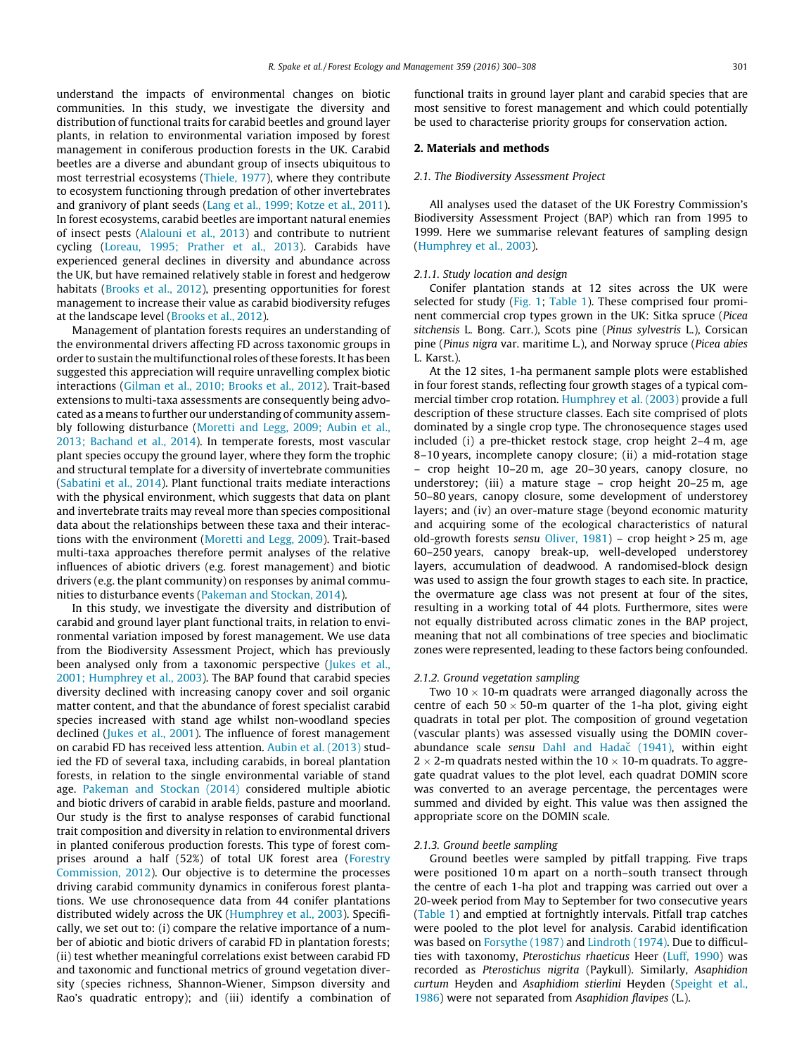understand the impacts of environmental changes on biotic communities. In this study, we investigate the diversity and distribution of functional traits for carabid beetles and ground layer plants, in relation to environmental variation imposed by forest management in coniferous production forests in the UK. Carabid beetles are a diverse and abundant group of insects ubiquitous to most terrestrial ecosystems (Thiele, 1977), where they contribute to ecosystem functioning through predation of other invertebrates and granivory of plant seeds (Lang et al., 1999; Kotze et al., 2011). In forest ecosystems, carabid beetles are important natural enemies of insect pests (Alalouni et al., 2013) and contribute to nutrient cycling (Loreau, 1995; Prather et al., 2013). Carabids have experienced general declines in diversity and abundance across the UK, but have remained relatively stable in forest and hedgerow habitats (Brooks et al., 2012), presenting opportunities for forest management to increase their value as carabid biodiversity refuges at the landscape level (Brooks et al., 2012).

Management of plantation forests requires an understanding of the environmental drivers affecting FD across taxonomic groups in order to sustain the multifunctional roles of these forests. It has been suggested this appreciation will require unravelling complex biotic interactions (Gilman et al., 2010; Brooks et al., 2012). Trait-based extensions to multi-taxa assessments are consequently being advocated as a means to further our understanding of community assembly following disturbance (Moretti and Legg, 2009; Aubin et al., 2013; Bachand et al., 2014). In temperate forests, most vascular plant species occupy the ground layer, where they form the trophic and structural template for a diversity of invertebrate communities (Sabatini et al., 2014). Plant functional traits mediate interactions with the physical environment, which suggests that data on plant and invertebrate traits may reveal more than species compositional data about the relationships between these taxa and their interactions with the environment (Moretti and Legg, 2009). Trait-based multi-taxa approaches therefore permit analyses of the relative influences of abiotic drivers (e.g. forest management) and biotic drivers (e.g. the plant community) on responses by animal communities to disturbance events (Pakeman and Stockan, 2014).

In this study, we investigate the diversity and distribution of carabid and ground layer plant functional traits, in relation to environmental variation imposed by forest management. We use data from the Biodiversity Assessment Project, which has previously been analysed only from a taxonomic perspective (Jukes et al., 2001; Humphrey et al., 2003). The BAP found that carabid species diversity declined with increasing canopy cover and soil organic matter content, and that the abundance of forest specialist carabid species increased with stand age whilst non-woodland species declined (Jukes et al., 2001). The influence of forest management on carabid FD has received less attention. Aubin et al. (2013) studied the FD of several taxa, including carabids, in boreal plantation forests, in relation to the single environmental variable of stand age. Pakeman and Stockan (2014) considered multiple abiotic and biotic drivers of carabid in arable fields, pasture and moorland. Our study is the first to analyse responses of carabid functional trait composition and diversity in relation to environmental drivers in planted coniferous production forests. This type of forest comprises around a half (52%) of total UK forest area (Forestry Commission, 2012). Our objective is to determine the processes driving carabid community dynamics in coniferous forest plantations. We use chronosequence data from 44 conifer plantations distributed widely across the UK (Humphrey et al., 2003). Specifically, we set out to: (i) compare the relative importance of a number of abiotic and biotic drivers of carabid FD in plantation forests; (ii) test whether meaningful correlations exist between carabid FD and taxonomic and functional metrics of ground vegetation diversity (species richness, Shannon-Wiener, Simpson diversity and Rao's quadratic entropy); and (iii) identify a combination of functional traits in ground layer plant and carabid species that are most sensitive to forest management and which could potentially be used to characterise priority groups for conservation action.

## 2. Materials and methods

### 2.1. The Biodiversity Assessment Project

All analyses used the dataset of the UK Forestry Commission's Biodiversity Assessment Project (BAP) which ran from 1995 to 1999. Here we summarise relevant features of sampling design (Humphrey et al., 2003).

#### 2.1.1. Study location and design

Conifer plantation stands at 12 sites across the UK were selected for study (Fig. 1; Table 1). These comprised four prominent commercial crop types grown in the UK: Sitka spruce (*Picea sitchensis* L. Bong. Carr.), Scots pine (*Pinus sylvestris* L.), Corsican pine (*Pinus nigra* var. maritime L.), and Norway spruce (*Picea abies* L. Karst.).

At the 12 sites, 1-ha permanent sample plots were established in four forest stands, reflecting four growth stages of a typical commercial timber crop rotation. Humphrey et al. (2003) provide a full description of these structure classes. Each site comprised of plots dominated by a single crop type. The chronosequence stages used included (i) a pre-thicket restock stage, crop height 2–4 m, age 8–10 years, incomplete canopy closure; (ii) a mid-rotation stage – crop height 10–20 m, age 20–30 years, canopy closure, no understorey; (iii) a mature stage – crop height 20–25 m, age 50–80 years, canopy closure, some development of understorey layers; and (iv) an over-mature stage (beyond economic maturity and acquiring some of the ecological characteristics of natural old-growth forests *sensu* Oliver, 1981) – crop height > 25 m, age 60–250 years, canopy break-up, well-developed understorey layers, accumulation of deadwood. A randomised-block design was used to assign the four growth stages to each site. In practice, the overmature age class was not present at four of the sites, resulting in a working total of 44 plots. Furthermore, sites were not equally distributed across climatic zones in the BAP project, meaning that not all combinations of tree species and bioclimatic zones were represented, leading to these factors being confounded.

#### 2.1.2. Ground vegetation sampling

Two 10 × 10-m quadrats were arranged diagonally across the centre of each 50 × 50-m quarter of the 1-ha plot, giving eight quadrats in total per plot. The composition of ground vegetation (vascular plants) was assessed visually using the DOMIN cover-abundance scale *sensu* Dahl and Hadač (1941), within eight 2 × 2-m quadrats nested within the 10 × 10-m quadrats. To aggregate quadrat values to the plot level, each quadrat DOMIN score was converted to an average percentage, the percentages were summed and divided by eight. This value was then assigned the appropriate score on the DOMIN scale.

#### 2.1.3. Ground beetle sampling

Ground beetles were sampled by pitfall trapping. Five traps were positioned 10 m apart on a north–south transect through the centre of each 1-ha plot and trapping was carried out over a 20-week period from May to September for two consecutive years (Table 1) and emptied at fortnightly intervals. Pitfall trap catches were pooled to the plot level for analysis. Carabid identification was based on Forsythe (1987) and Lindroth (1974). Due to difficulties with taxonomy, *Pterostichus rhaeticus* Heer (Luff, 1990) was recorded as *Pterostichus nigrita* (Paykull). Similarly, *Asaphidion curtum* Heyden and *Asaphidiom stierlini* Heyden (Speight et al., 1986) were not separated from *Asaphidion flavipes* (L.).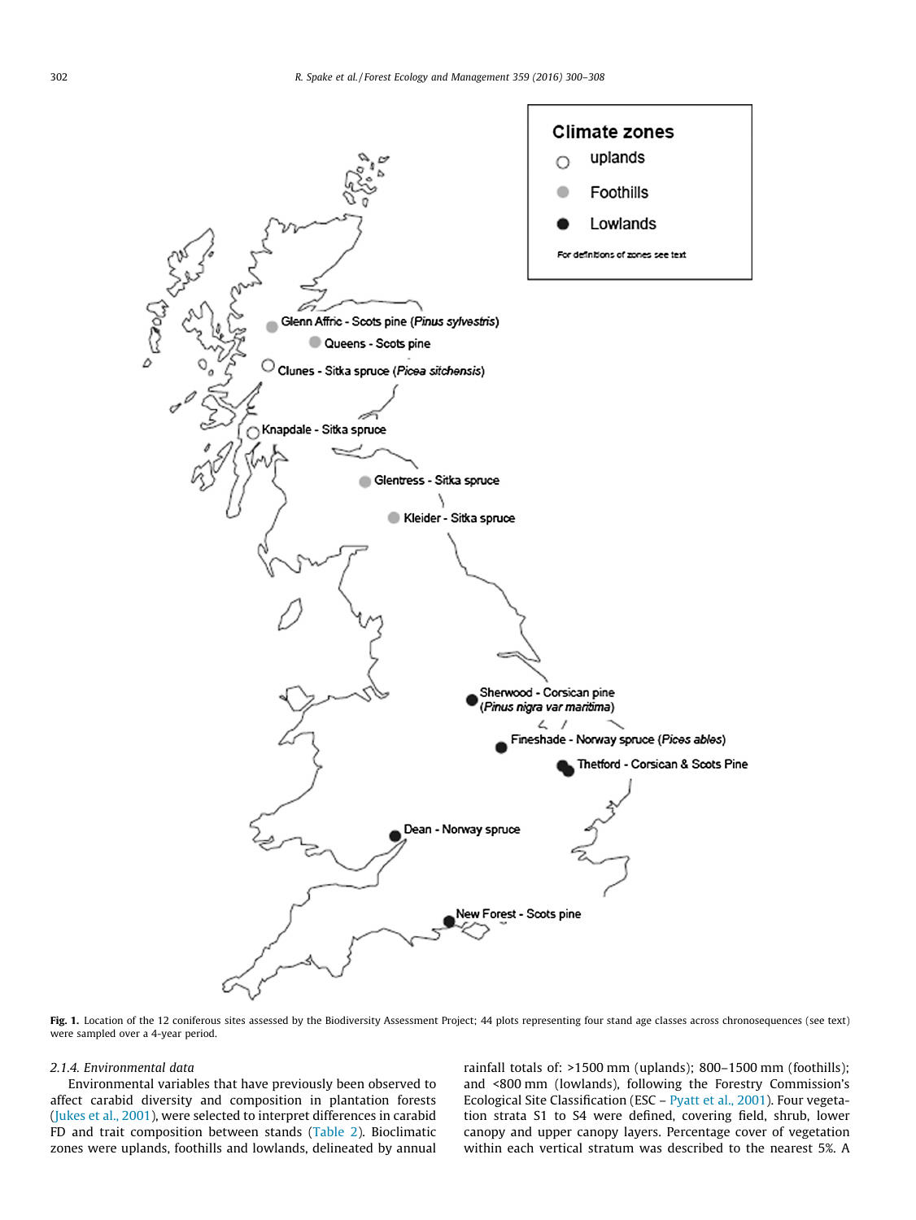**Fig. 1.** Location of the 12 coniferous sites assessed by the Biodiversity Assessment Project; 44 plots representing four stand age classes across chronosequences (see text) were sampled over a 4-year period.

### 2.1.4. Environmental data

Environmental variables that have previously been observed to affect carabid diversity and composition in plantation forests (Jukes et al., 2001), were selected to interpret differences in carabid FD and trait composition between stands (Table 2). Bioclimatic zones were uplands, foothills and lowlands, delineated by annual rainfall totals of: >1500 mm (uplands); 800–1500 mm (foothills); and <800 mm (lowlands), following the Forestry Commission's Ecological Site Classification (ESC – Pyatt et al., 2001). Four vegetation strata S1 to S4 were defined, covering field, shrub, lower canopy and upper canopy layers. Percentage cover of vegetation within each vertical stratum was described to the nearest 5%. A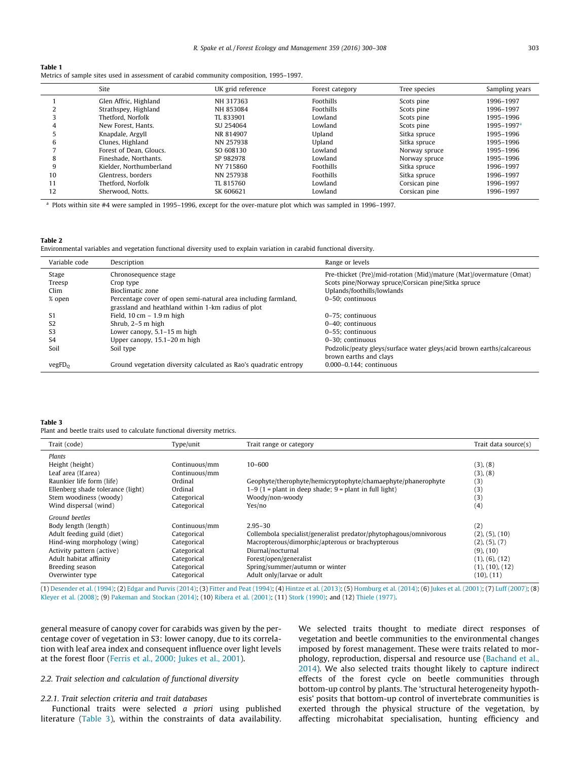**Table 1**
Metrics of sample sites used in assessment of carabid community composition, 1995–1997.

| | Site | UK grid reference | Forest category | Tree species | Sampling years |
|---|---|---|---|---|---|
| 1 | Glen Affric, Highland | NH 317363 | Foothills | Scots pine | 1996–1997 |
| 2 | Strathspey, Highland | NH 853084 | Foothills | Scots pine | 1996–1997 |
| 3 | Thetford, Norfolk | TL 833901 | Lowland | Scots pine | 1995–1996 |
| 4 | New Forest, Hants. | SU 254064 | Lowland | Scots pine | 1995–1997[a] |
| 5 | Knapdale, Argyll | NR 814907 | Upland | Sitka spruce | 1995–1996 |
| 6 | Clunes, Highland | NN 257938 | Upland | Sitka spruce | 1995–1996 |
| 7 | Forest of Dean, Gloucs. | SO 608130 | Lowland | Norway spruce | 1995–1996 |
| 8 | Fineshade, Northants. | SP 982978 | Lowland | Norway spruce | 1995–1996 |
| 9 | Kielder, Northumberland | NY 715860 | Foothills | Sitka spruce | 1996–1997 |
| 10 | Glentress, borders | NN 257938 | Foothills | Sitka spruce | 1996–1997 |
| 11 | Thetford, Norfolk | TL 815760 | Lowland | Corsican pine | 1996–1997 |
| 12 | Sherwood, Notts. | SK 606621 | Lowland | Corsican pine | 1996–1997 |

[a] Plots within site #4 were sampled in 1995–1996, except for the over-mature plot which was sampled in 1996–1997.

**Table 2**
Environmental variables and vegetation functional diversity used to explain variation in carabid functional diversity.

| Variable code | Description | Range or levels |
|---|---|---|
| Stage | Chronosequence stage | Pre-thicket (Pre)/mid-rotation (Mid)/mature (Mat)/overmature (Omat) |
| Treesp | Crop type | Scots pine/Norway spruce/Corsican pine/Sitka spruce |
| Clim | Bioclimatic zone | Uplands/foothills/lowlands |
| % open | Percentage cover of open semi-natural area including farmland, grassland and heathland within 1-km radius of plot | 0–50; continuous |
| S1 | Field, 10 cm – 1.9 m high | 0–75; continuous |
| S2 | Shrub, 2–5 m high | 0–40; continuous |
| S3 | Lower canopy, 5.1–15 m high | 0–55; continuous |
| S4 | Upper canopy, 15.1–20 m high | 0–30; continuous |
| Soil | Soil type | Podzolic/peaty gleys/surface water gleys/acid brown earths/calcareous brown earths and clays |
| $vegFD_Q$ | Ground vegetation diversity calculated as Rao's quadratic entropy | 0.000–0.144; continuous |

**Table 3**
Plant and beetle traits used to calculate functional diversity metrics.

| Trait (code) | Type/unit | Trait range or category | Trait data source(s) |
|---|---|---|---|
| *Plants* | | | |
| Height (height) | Continuous/mm | 10–600 | (3), (8) |
| Leaf area (lf.area) | Continuous/mm | | (3), (8) |
| Raunkier life form (life) | Ordinal | Geophyte/therophyte/hemicryptophyte/chamaephyte/phanerophyte | (3) |
| Ellenberg shade tolerance (light) | Ordinal | 1–9 (1 = plant in deep shade; 9 = plant in full light) | (3) |
| Stem woodiness (woody) | Categorical | Woody/non-woody | (3) |
| Wind dispersal (wind) | Categorical | Yes/no | (4) |
| *Ground beetles* | | | |
| Body length (length) | Continuous/mm | 2.95–30 | (2) |
| Adult feeding guild (diet) | Categorical | Collembola specialist/generalist predator/phytophagous/omnivorous | (2), (5), (10) |
| Hind-wing morphology (wing) | Categorical | Macropterous/dimorphic/apterous or brachypterous | (2), (5), (7) |
| Activity pattern (active) | Categorical | Diurnal/nocturnal | (9), (10) |
| Adult habitat affinity | Categorical | Forest/open/generalist | (1), (6), (12) |
| Breeding season | Categorical | Spring/summer/autumn or winter | (1), (10), (12) |
| Overwinter type | Categorical | Adult only/larvae or adult | (10), (11) |

(1) Desender et al. (1994); (2) Edgar and Purvis (2014); (3) Fitter and Peat (1994); (4) Hintze et al. (2013); (5) Homburg et al. (2014); (6) Jukes et al. (2001); (7) Luff (2007); (8) Kleyer et al. (2008); (9) Pakeman and Stockan (2014); (10) Ribera et al. (2001); (11) Stork (1990); and (12) Thiele (1977).

general measure of canopy cover for carabids was given by the percentage cover of vegetation in S3: lower canopy, due to its correlation with leaf area index and consequent influence over light levels at the forest floor (Ferris et al., 2000; Jukes et al., 2001).

## 2.2. Trait selection and calculation of functional diversity

### 2.2.1. Trait selection criteria and trait databases

Functional traits were selected *a priori* using published literature (Table 3), within the constraints of data availability. We selected traits thought to mediate direct responses of vegetation and beetle communities to the environmental changes imposed by forest management. These were traits related to morphology, reproduction, dispersal and resource use (Bachand et al., 2014). We also selected traits thought likely to capture indirect effects of the forest cycle on beetle communities through bottom-up control by plants. The 'structural heterogeneity hypothesis' posits that bottom-up control of invertebrate communities is exerted through the physical structure of the vegetation, by affecting microhabitat specialisation, hunting efficiency and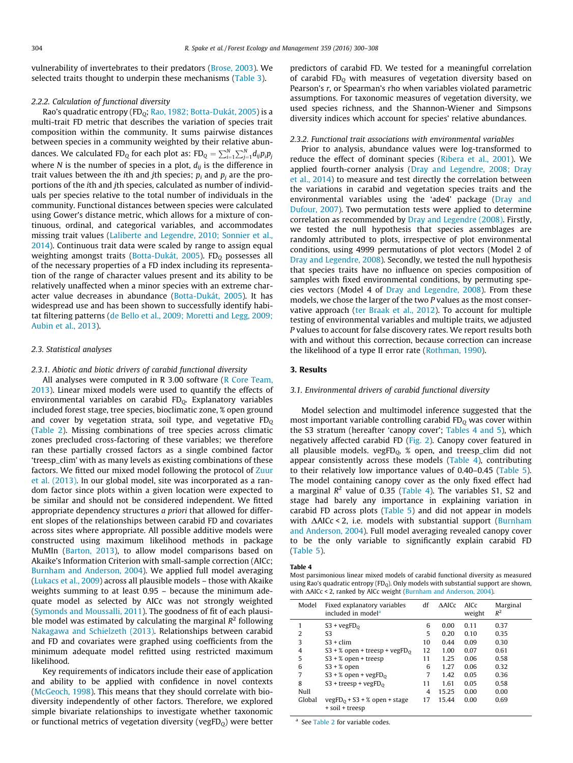vulnerability of invertebrates to their predators (Brose, 2003). We selected traits thought to underpin these mechanisms (Table 3).

#### 2.2.2. Calculation of functional diversity

Rao's quadratic entropy ($FD_Q$; Rao, 1982; Botta-Dukát, 2005) is a multi-trait FD metric that describes the variation of species trait composition within the community. It sums pairwise distances between species in a community weighted by their relative abundances. We calculated $FD_Q$ for each plot as: $FD_Q = \sum_{i=1}^{N}\sum_{j=1}^{N} d_{ij} p_i p_j$ where $N$ is the number of species in a plot, $d_{ij}$ is the difference in trait values between the $i$th and $j$th species; $p_i$ and $p_j$ are the proportions of the $i$th and $j$th species, calculated as number of individuals per species relative to the total number of individuals in the community. Functional distances between species were calculated using Gower's distance metric, which allows for a mixture of continuous, ordinal, and categorical variables, and accommodates missing trait values (Laliberte and Legendre, 2010; Sonnier et al., 2014). Continuous trait data were scaled by range to assign equal weighting amongst traits (Botta-Dukát, 2005). $FD_Q$ possesses all of the necessary properties of a FD index including its representation of the range of character values present and its ability to be relatively unaffected when a minor species with an extreme character value decreases in abundance (Botta-Dukát, 2005). It has widespread use and has been shown to successfully identify habitat filtering patterns (de Bello et al., 2009; Moretti and Legg, 2009; Aubin et al., 2013).

### 2.3. Statistical analyses

#### 2.3.1. Abiotic and biotic drivers of carabid functional diversity

All analyses were computed in R 3.00 software (R Core Team, 2013). Linear mixed models were used to quantify the effects of environmental variables on carabid $FD_Q$. Explanatory variables included forest stage, tree species, bioclimatic zone, % open ground and cover by vegetation strata, soil type, and vegetative $FD_Q$ (Table 2). Missing combinations of tree species across climatic zones precluded cross-factoring of these variables; we therefore ran these partially crossed factors as a single combined factor 'treesp_clim' with as many levels as existing combinations of these factors. We fitted our mixed model following the protocol of Zuur et al. (2013). In our global model, site was incorporated as a random factor since plots within a given location were expected to be similar and should not be considered independent. We fitted appropriate dependency structures *a priori* that allowed for different slopes of the relationships between carabid FD and covariates across sites where appropriate. All possible additive models were constructed using maximum likelihood methods in package MuMIn (Barton, 2013), to allow model comparisons based on Akaike's Information Criterion with small-sample correction (AICc; Burnham and Anderson, 2004). We applied full model averaging (Lukacs et al., 2009) across all plausible models – those with Akaike weights summing to at least 0.95 – because the minimum adequate model as selected by AICc was not strongly weighted (Symonds and Moussalli, 2011). The goodness of fit of each plausible model was estimated by calculating the marginal $R^2$ following Nakagawa and Schielzeth (2013). Relationships between carabid and FD and covariates were graphed using coefficients from the minimum adequate model refitted using restricted maximum likelihood.

Key requirements of indicators include their ease of application and ability to be applied with confidence in novel contexts (McGeoch, 1998). This means that they should correlate with biodiversity independently of other factors. Therefore, we explored simple bivariate relationships to investigate whether taxonomic or functional metrics of vegetation diversity ($vegFD_Q$) were better predictors of carabid FD. We tested for a meaningful correlation of carabid $FD_Q$ with measures of vegetation diversity based on Pearson's $r$, or Spearman's rho when variables violated parametric assumptions. For taxonomic measures of vegetation diversity, we used species richness, and the Shannon-Wiener and Simpsons diversity indices which account for species' relative abundances.

#### 2.3.2. Functional trait associations with environmental variables

Prior to analysis, abundance values were log-transformed to reduce the effect of dominant species (Ribera et al., 2001). We applied fourth-corner analysis (Dray and Legendre, 2008; Dray et al., 2014) to measure and test directly the correlation between the variations in carabid and vegetation species traits and the environmental variables using the 'ade4' package (Dray and Dufour, 2007). Two permutation tests were applied to determine correlation as recommended by Dray and Legendre (2008). Firstly, we tested the null hypothesis that species assemblages are randomly attributed to plots, irrespective of plot environmental conditions, using 4999 permutations of plot vectors (Model 2 of Dray and Legendre, 2008). Secondly, we tested the null hypothesis that species traits have no influence on species composition of samples with fixed environmental conditions, by permuting species vectors (Model 4 of Dray and Legendre, 2008). From these models, we chose the larger of the two $P$ values as the most conservative approach (ter Braak et al., 2012). To account for multiple testing of environmental variables and multiple traits, we adjusted $P$ values to account for false discovery rates. We report results both with and without this correction, because correction can increase the likelihood of a type II error rate (Rothman, 1990).

## 3. Results

### 3.1. Environmental drivers of carabid functional diversity

Model selection and multimodel inference suggested that the most important variable controlling carabid $FD_Q$ was cover within the S3 stratum (hereafter 'canopy cover'; Tables 4 and 5), which negatively affected carabid FD (Fig. 2). Canopy cover featured in all plausible models. $vegFD_Q$, % open, and treesp_clim did not appear consistently across these models (Table 4), contributing to their relatively low importance values of 0.40–0.45 (Table 5). The model containing canopy cover as the only fixed effect had a marginal $R^2$ value of 0.35 (Table 4). The variables S1, S2 and stage had barely any importance in explaining variation in carabid FD across plots (Table 5) and did not appear in models with ΔAICc < 2, i.e. models with substantial support (Burnham and Anderson, 2004). Full model averaging revealed canopy cover to be the only variable to significantly explain carabid FD (Table 5).

**Table 4**
Most parsimonious linear mixed models of carabid functional diversity as measured using Rao's quadratic entropy ($FD_Q$). Only models with substantial support are shown, with ΔAICc < 2, ranked by AICc weight (Burnham and Anderson, 2004).

| Model | Fixed explanatory variables included in model[a] | df | ΔAICc | AICc weight | Marginal $R^2$ |
|---|---|---|---|---|---|
| 1 | S3 + $vegFD_Q$ | 6 | 0.00 | 0.11 | 0.37 |
| 2 | S3 | 5 | 0.20 | 0.10 | 0.35 |
| 3 | S3 + clim | 10 | 0.44 | 0.09 | 0.30 |
| 4 | S3 + % open + treesp + $vegFD_Q$ | 12 | 1.00 | 0.07 | 0.61 |
| 5 | S3 + % open + treesp | 11 | 1.25 | 0.06 | 0.58 |
| 6 | S3 + % open | 6 | 1.27 | 0.06 | 0.32 |
| 7 | S3 + % open + $vegFD_Q$ | 7 | 1.42 | 0.05 | 0.36 |
| 8 | S3 + treesp + $vegFD_Q$ | 11 | 1.61 | 0.05 | 0.58 |
| Null | | 4 | 15.25 | 0.00 | 0.00 |
| Global | $vegFD_Q$ + S3 + % open + stage + soil + treesp | 17 | 15.44 | 0.00 | 0.69 |

[a] See Table 2 for variable codes.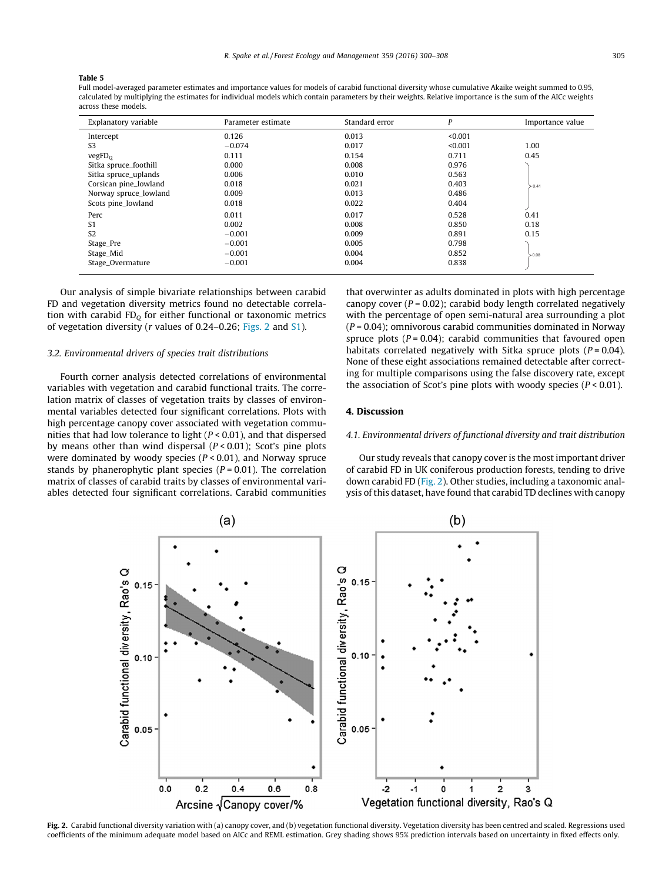**Table 5**

Full model-averaged parameter estimates and importance values for models of carabid functional diversity whose cumulative Akaike weight summed to 0.95, calculated by multiplying the estimates for individual models which contain parameters by their weights. Relative importance is the sum of the AICc weights across these models.

| Explanatory variable | Parameter estimate | Standard error | *P* | Importance value |
|---|---|---|---|---|
| Intercept | 0.126 | 0.013 | <0.001 | |
| S3 | −0.074 | 0.017 | <0.001 | 1.00 |
| vegFD$_Q$ | 0.111 | 0.154 | 0.711 | 0.45 |
| Sitka spruce_foothill | 0.000 | 0.008 | 0.976 | 0.41 |
| Sitka spruce_uplands | 0.006 | 0.010 | 0.563 | |
| Corsican pine_lowland | 0.018 | 0.021 | 0.403 | |
| Norway spruce_lowland | 0.009 | 0.013 | 0.486 | |
| Scots pine_lowland | 0.018 | 0.022 | 0.404 | |
| Perc | 0.011 | 0.017 | 0.528 | 0.41 |
| S1 | 0.002 | 0.008 | 0.850 | 0.18 |
| S2 | −0.001 | 0.009 | 0.891 | 0.15 |
| Stage_Pre | −0.001 | 0.005 | 0.798 | 0.08 |
| Stage_Mid | −0.001 | 0.004 | 0.852 | |
| Stage_Overmature | −0.001 | 0.004 | 0.838 | |

Our analysis of simple bivariate relationships between carabid FD and vegetation diversity metrics found no detectable correlation with carabid FD$_Q$ for either functional or taxonomic metrics of vegetation diversity (*r* values of 0.24–0.26; Figs. 2 and S1).

### 3.2. Environmental drivers of species trait distributions

Fourth corner analysis detected correlations of environmental variables with vegetation and carabid functional traits. The correlation matrix of classes of vegetation traits by classes of environmental variables detected four significant correlations. Plots with high percentage canopy cover associated with vegetation communities that had low tolerance to light ($P < 0.01$), and that dispersed by means other than wind dispersal ($P < 0.01$); Scot's pine plots were dominated by woody species ($P < 0.01$), and Norway spruce stands by phanerophytic plant species ($P = 0.01$). The correlation matrix of classes of carabid traits by classes of environmental variables detected four significant correlations. Carabid communities that overwinter as adults dominated in plots with high percentage canopy cover ($P = 0.02$); carabid body length correlated negatively with the percentage of open semi-natural area surrounding a plot ($P = 0.04$); omnivorous carabid communities dominated in Norway spruce plots ($P = 0.04$); carabid communities that favoured open habitats correlated negatively with Sitka spruce plots ($P = 0.04$). None of these eight associations remained detectable after correcting for multiple comparisons using the false discovery rate, except the association of Scot's pine plots with woody species ($P < 0.01$).

## 4. Discussion

### 4.1. Environmental drivers of functional diversity and trait distribution

Our study reveals that canopy cover is the most important driver of carabid FD in UK coniferous production forests, tending to drive down carabid FD (Fig. 2). Other studies, including a taxonomic analysis of this dataset, have found that carabid TD declines with canopy

**Fig. 2.** Carabid functional diversity variation with (a) canopy cover, and (b) vegetation functional diversity. Vegetation diversity has been centred and scaled. Regressions used coefficients of the minimum adequate model based on AICc and REML estimation. Grey shading shows 95% prediction intervals based on uncertainty in fixed effects only.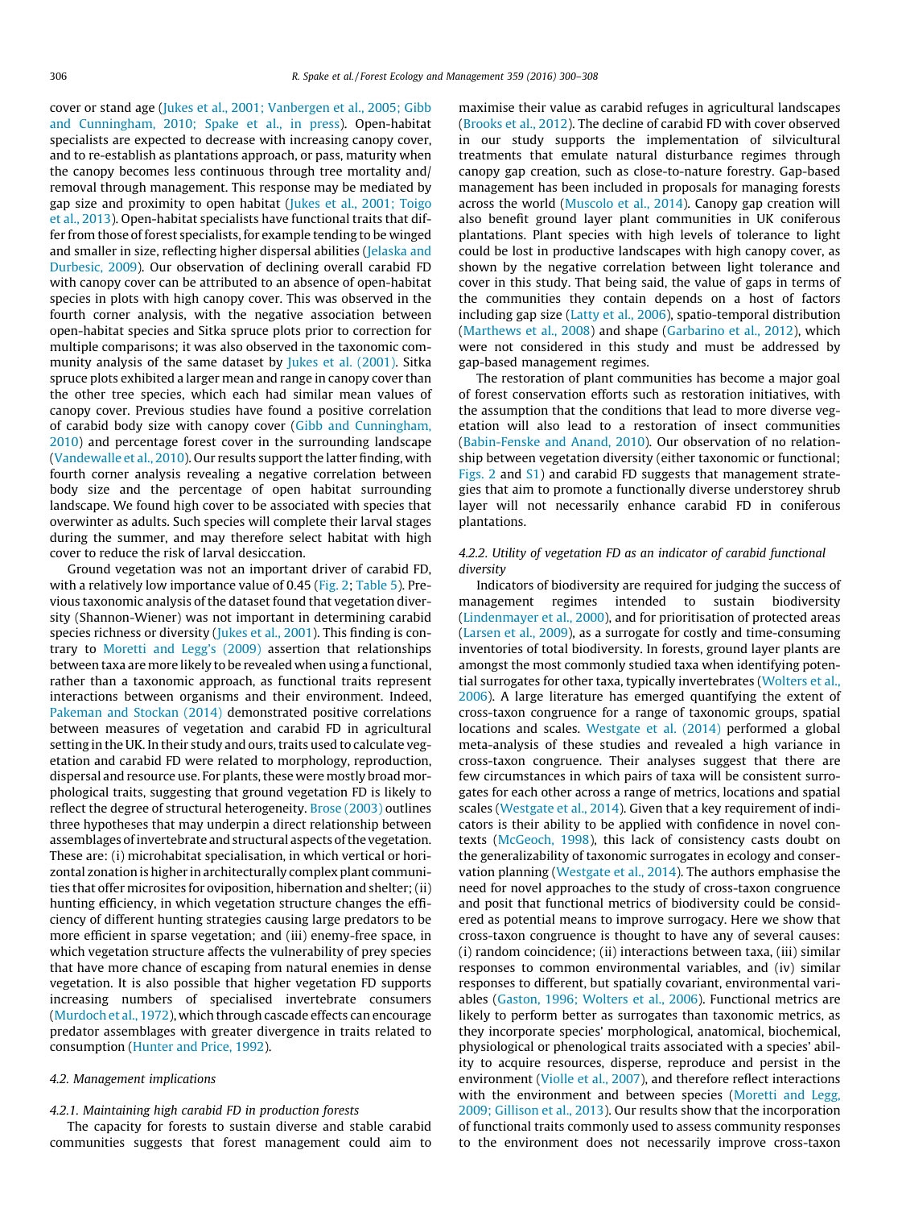cover or stand age (Jukes et al., 2001; Vanbergen et al., 2005; Gibb and Cunningham, 2010; Spake et al., in press). Open-habitat specialists are expected to decrease with increasing canopy cover, and to re-establish as plantations approach, or pass, maturity when the canopy becomes less continuous through tree mortality and/or removal through management. This response may be mediated by gap size and proximity to open habitat (Jukes et al., 2001; Toigo et al., 2013). Open-habitat specialists have functional traits that differ from those of forest specialists, for example tending to be winged and smaller in size, reflecting higher dispersal abilities (Jelaska and Durbesic, 2009). Our observation of declining overall carabid FD with canopy cover can be attributed to an absence of open-habitat species in plots with high canopy cover. This was observed in the fourth corner analysis, with the negative association between open-habitat species and Sitka spruce plots prior to correction for multiple comparisons; it was also observed in the taxonomic community analysis of the same dataset by Jukes et al. (2001). Sitka spruce plots exhibited a larger mean and range in canopy cover than the other tree species, which each had similar mean values of canopy cover. Previous studies have found a positive correlation of carabid body size with canopy cover (Gibb and Cunningham, 2010) and percentage forest cover in the surrounding landscape (Vandewalle et al., 2010). Our results support the latter finding, with fourth corner analysis revealing a negative correlation between body size and the percentage of open habitat surrounding landscape. We found high cover to be associated with species that overwinter as adults. Such species will complete their larval stages during the summer, and may therefore select habitat with high cover to reduce the risk of larval desiccation.

Ground vegetation was not an important driver of carabid FD, with a relatively low importance value of 0.45 (Fig. 2; Table 5). Previous taxonomic analysis of the dataset found that vegetation diversity (Shannon-Wiener) was not important in determining carabid species richness or diversity (Jukes et al., 2001). This finding is contrary to Moretti and Legg's (2009) assertion that relationships between taxa are more likely to be revealed when using a functional, rather than a taxonomic approach, as functional traits represent interactions between organisms and their environment. Indeed, Pakeman and Stockan (2014) demonstrated positive correlations between measures of vegetation and carabid FD in agricultural setting in the UK. In their study and ours, traits used to calculate vegetation and carabid FD were related to morphology, reproduction, dispersal and resource use. For plants, these were mostly broad morphological traits, suggesting that ground vegetation FD is likely to reflect the degree of structural heterogeneity. Brose (2003) outlines three hypotheses that may underpin a direct relationship between assemblages of invertebrate and structural aspects of the vegetation. These are: (i) microhabitat specialisation, in which vertical or horizontal zonation is higher in architecturally complex plant communities that offer microsites for oviposition, hibernation and shelter; (ii) hunting efficiency, in which vegetation structure changes the efficiency of different hunting strategies causing large predators to be more efficient in sparse vegetation; and (iii) enemy-free space, in which vegetation structure affects the vulnerability of prey species that have more chance of escaping from natural enemies in dense vegetation. It is also possible that higher vegetation FD supports increasing numbers of specialised invertebrate consumers (Murdoch et al., 1972), which through cascade effects can encourage predator assemblages with greater divergence in traits related to consumption (Hunter and Price, 1992).

### 4.2. Management implications

#### 4.2.1. Maintaining high carabid FD in production forests

The capacity for forests to sustain diverse and stable carabid communities suggests that forest management could aim to maximise their value as carabid refuges in agricultural landscapes (Brooks et al., 2012). The decline of carabid FD with cover observed in our study supports the implementation of silvicultural treatments that emulate natural disturbance regimes through canopy gap creation, such as close-to-nature forestry. Gap-based management has been included in proposals for managing forests across the world (Muscolo et al., 2014). Canopy gap creation will also benefit ground layer plant communities in UK coniferous plantations. Plant species with high levels of tolerance to light could be lost in productive landscapes with high canopy cover, as shown by the negative correlation between light tolerance and cover in this study. That being said, the value of gaps in terms of the communities they contain depends on a host of factors including gap size (Latty et al., 2006), spatio-temporal distribution (Marthews et al., 2008) and shape (Garbarino et al., 2012), which were not considered in this study and must be addressed by gap-based management regimes.

The restoration of plant communities has become a major goal of forest conservation efforts such as restoration initiatives, with the assumption that the conditions that lead to more diverse vegetation will also lead to a restoration of insect communities (Babin-Fenske and Anand, 2010). Our observation of no relationship between vegetation diversity (either taxonomic or functional; Figs. 2 and S1) and carabid FD suggests that management strategies that aim to promote a functionally diverse understorey shrub layer will not necessarily enhance carabid FD in coniferous plantations.

#### 4.2.2. Utility of vegetation FD as an indicator of carabid functional diversity

Indicators of biodiversity are required for judging the success of management regimes intended to sustain biodiversity (Lindenmayer et al., 2000), and for prioritisation of protected areas (Larsen et al., 2009), as a surrogate for costly and time-consuming inventories of total biodiversity. In forests, ground layer plants are amongst the most commonly studied taxa when identifying potential surrogates for other taxa, typically invertebrates (Wolters et al., 2006). A large literature has emerged quantifying the extent of cross-taxon congruence for a range of taxonomic groups, spatial locations and scales. Westgate et al. (2014) performed a global meta-analysis of these studies and revealed a high variance in cross-taxon congruence. Their analyses suggest that there are few circumstances in which pairs of taxa will be consistent surrogates for each other across a range of metrics, locations and spatial scales (Westgate et al., 2014). Given that a key requirement of indicators is their ability to be applied with confidence in novel contexts (McGeoch, 1998), this lack of consistency casts doubt on the generalizability of taxonomic surrogates in ecology and conservation planning (Westgate et al., 2014). The authors emphasise the need for novel approaches to the study of cross-taxon congruence and posit that functional metrics of biodiversity could be considered as potential means to improve surrogacy. Here we show that cross-taxon congruence is thought to have any of several causes: (i) random coincidence; (ii) interactions between taxa, (iii) similar responses to common environmental variables, and (iv) similar responses to different, but spatially covariant, environmental variables (Gaston, 1996; Wolters et al., 2006). Functional metrics are likely to perform better as surrogates than taxonomic metrics, as they incorporate species' morphological, anatomical, biochemical, physiological or phenological traits associated with a species' ability to acquire resources, disperse, reproduce and persist in the environment (Violle et al., 2007), and therefore reflect interactions with the environment and between species (Moretti and Legg, 2009; Gillison et al., 2013). Our results show that the incorporation of functional traits commonly used to assess community responses to the environment does not necessarily improve cross-taxon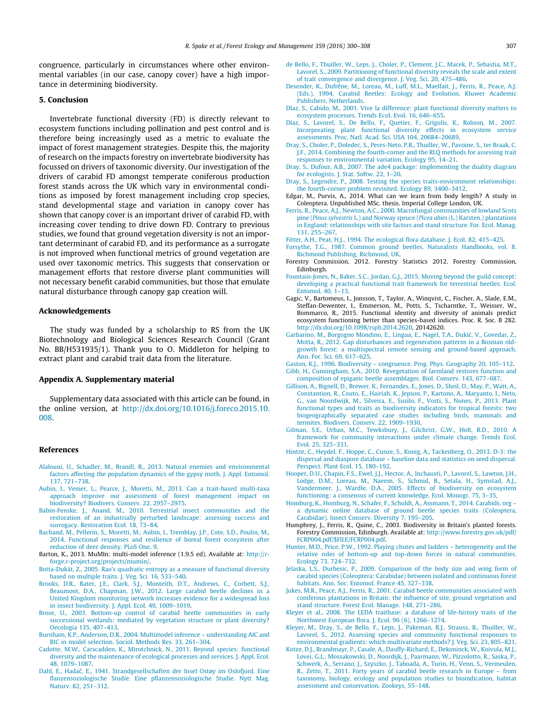congruence, particularly in circumstances where other environmental variables (in our case, canopy cover) have a high importance in determining biodiversity.

## 5. Conclusion

Invertebrate functional diversity (FD) is directly relevant to ecosystem functions including pollination and pest control and is therefore being increasingly used as a metric to evaluate the impact of forest management strategies. Despite this, the majority of research on the impacts forestry on invertebrate biodiversity has focussed on drivers of taxonomic diversity. Our investigation of the drivers of carabid FD amongst temperate coniferous production forest stands across the UK which vary in environmental conditions as imposed by forest management including crop species, stand developmental stage and variation in canopy cover has shown that canopy cover is an important driver of carabid FD, with increasing cover tending to drive down FD. Contrary to previous studies, we found that ground vegetation diversity is not an important determinant of carabid FD, and its performance as a surrogate is not improved when functional metrics of ground vegetation are used over taxonomic metrics. This suggests that conservation or management efforts that restore diverse plant communities will not necessary benefit carabid communities, but those that emulate natural disturbance through canopy gap creation will.

## Acknowledgements

The study was funded by a scholarship to RS from the UK Biotechnology and Biological Sciences Research Council (Grant No. BB/H531935/1). Thank you to O. Middleton for helping to extract plant and carabid trait data from the literature.

## Appendix A. Supplementary material

Supplementary data associated with this article can be found, in the online version, at http://dx.doi.org/10.1016/j.foreco.2015.10.008.

## References

Alalouni, U., Schadler, M., Brandl, R., 2013. Natural enemies and environmental factors affecting the population dynamics of the gypsy moth. J. Appl. Entomol. 137, 721–738.

Aubin, I., Venier, L., Pearce, J., Moretti, M., 2013. Can a trait-based multi-taxa approach improve our assessment of forest management impact on biodiversity? Biodivers. Conserv. 22, 2957–2975.

Babin-Fenske, J., Anand, M., 2010. Terrestrial insect communities and the restoration of an industrially perturbed landscape: assessing success and surrogacy. Restoration Ecol. 18, 73–84.

Bachand, M., Pellerin, S., Moretti, M., Aubin, I., Tremblay, J.P., Cote, S.D., Poulin, M., 2014. Functional responses and resilience of boreal forest ecosystem after reduction of deer density. PLoS One, 9.

Barton, K., 2013. MuMIn: multi-model inference (1.9.5 ed). Available at: http://r-forge.r-project.org/projects/mumin/.

Botta-Dukát, Z., 2005. Rao's quadratic entropy as a measure of functional diversity based on multiple traits. J. Veg. Sci. 16, 533–540.

Brooks, D.R., Bater, J.E., Clark, S.J., Monteith, D.T., Andrews, C., Corbett, S.J., Beaumont, D.A., Chapman, J.W., 2012. Large carabid beetle declines in a United Kingdom monitoring network increases evidence for a widespread loss in insect biodiversity. J. Appl. Ecol. 49, 1009–1019.

Brose, U., 2003. Bottom-up control of carabid beetle communities in early successional wetlands: mediated by vegetation structure or plant diversity? Oecologia 135, 407–413.

Burnham, K.P., Anderson, D.R., 2004. Multimodel inference – understanding AIC and BIC in model selection. Sociol. Methods Res. 33, 261–304.

Cadotte, M.W., Carscadden, K., Mirotchnick, N., 2011. Beyond species: functional diversity and the maintenance of ecological processes and services. J. Appl. Ecol. 48, 1079–1087.

Dahl, E., Hadač, E., 1941. Strandgesellschaften der Insel Ostøy im Oslofjord. Eine flanzensoziologische Studie. Eine pflanzensoziologische Studie. Nytt Mag. Naturv. 82, 251–312.

de Bello, F., Thuiller, W., Leps, J., Choler, P., Clement, J.C., Macek, P., Sebastia, M.T., Lavorel, S., 2009. Partitioning of functional diversity reveals the scale and extent of trait convergence and divergence. J. Veg. Sci. 20, 475–486.

Desender, K., Dufrêne, M., Loreau, M., Luff, M.L., Maelfait, J., Ferris, R., Peace, A.J. (Eds.), 1994. Carabid Beetles: Ecology and Evolution. Kluwer Academic Publishers, Netherlands.

Díaz, S., Cabido, M., 2001. Vive la difference: plant functional diversity matters to ecosystem processes. Trends Ecol. Evol. 16, 646–655.

Díaz, S., Lavorel, S., De Bello, F., Quetier, F., Grigulis, K., Robson, M., 2007. Incorporating plant functional diversity effects in ecosystem service assessments. Proc. Natl. Acad. Sci. USA 104, 20684–20689.

Dray, S., Choler, P., Doledec, S., Peres-Neto, P.R., Thuiller, W., Pavoine, S., ter Braak, C.J.F., 2014. Combining the fourth-corner and the RLQ methods for assessing trait responses to environmental variation. Ecology 95, 14–21.

Dray, S., Dufour, A.B., 2007. The ade4 package: implementing the duality diagram for ecologists. J. Stat. Softw. 22, 1–20.

Dray, S., Legendre, P., 2008. Testing the species traits-environment relationships: the fourth-corner problem revisited. Ecology 89, 3400–3412.

Edgar, M., Purvis, A., 2014. What can we learn from body length? A study in Coleoptera. Unpublished MSc. thesis. Imperial College London, UK.

Ferris, R., Peace, A.J., Newton, A.C., 2000. Macrofungal communities of lowland Scots pine (*Pinus sylvestris* L.) and Norway spruce (*Picea abies* (L.) Karsten.) plantations in England: relationships with site factors and stand structure. For. Ecol. Manag. 131, 255–267.

Fitter, A.H., Peat, H.J., 1994. The ecological flora database. J. Ecol. 82, 415–425.

Forsythe, T.G., 1987. Common ground beetles. Naturalists Handbooks, vol. 8. Richmond Publishing, Richmond, UK.

Forestry Commission, 2012. Forestry Statistics 2012. Forestry Commission, Edinburgh.

Fountain-Jones, N., Baker, S.C., Jordan, G.J., 2015. Moving beyond the guild concept: developing a practical functional trait framework for terrestrial beetles. Ecol. Entomol. 40, 1–13.

Gagic, V., Bartomeus, I., Jonsson, T., Taylor, A., Winqvist, C., Fischer, A., Slade, E.M., Steffan-Dewenter, I., Emmerson, M., Potts, S., Tscharntke, T., Weisser, W., Bommarco, R., 2015. Functional identity and diversity of animals predict ecosystem functioning better than species-based indices. Proc. R. Soc. B 282. http://dx.doi.org/10.1098/rspb.2014.2620, 20142620.

Garbarino, M., Borgogno Mondino, E., Lingua, E., Nagel, T.A., Dukić, V., Govedar, Z., Motta, R., 2012. Gap disturbances and regeneration patterns in a Bosnian old-growth forest: a multispectral remote sensing and ground-based approach. Ann. For. Sci. 69, 617–625.

Gaston, K.J., 1996. Biodiversity – congruence. Prog. Phys. Geography 20, 105–112.

Gibb, H., Cunningham, S.A., 2010. Revegetation of farmland restores function and composition of epigaeic beetle assemblages. Biol. Conserv. 143, 677–687.

Gillison, A., Bignell, D., Brewer, K., Fernandes, E., Jones, D., Sheil, D., May, P., Watt, A., Constantion, R., Couto, E., Hairiah, K., Jepson, P., Kartono, A., Maryanto, I., Neto, G., van Noordwijk, M., Silveira, E., Susilo, F., Vosti, S., Nunes, P., 2013. Plant functional types and traits as biodiversity indicators for tropical forests: two biogeographically separated case studies including birds, mammals and termites. Biodivers. Conserv. 22, 1909–1930.

Gilman, S.E., Urban, M.C., Tewksbury, J., Gilchrist, G.W., Holt, R.D., 2010. A framework for community interactions under climate change. Trends Ecol. Evol. 25, 325–331.

Hintze, C., Heydel, F., Hoppe, C., Cunze, S., Konig, A., Tackenberg, O., 2013. D-3: the dispersal and diaspore database – baseline data and statistics on seed dispersal. Perspect. Plant Ecol. 15, 180–192.

Hooper, D.U., Chapin, F.S., Ewel, J.J., Hector, A., Inchausti, P., Lavorel, S., Lawton, J.H., Lodge, D.M., Loreau, M., Naeem, S., Schmid, B., Setala, H., Symstad, A.J., Vandermeer, J., Wardle, D.A., 2005. Effects of biodiversity on ecosystem functioning: a consensus of current knowledge. Ecol. Monogr. 75, 3–35.

Homburg, K., Homburg, N., Schafer, F., Schuldt, A., Assmann, T., 2014. Carabids. org – a dynamic online database of ground beetle species traits (Coleoptera, Carabidae). Insect Conserv. Diversity 7, 195–205.

Humphrey, J., Ferris, R., Quine, C., 2003. Biodiversity in Britain's planted forests. Forestry Commission, Edinburgh. Available at: http://www.forestry.gov.uk/pdf/FCRP004.pdf/$FILE/FCRP004.pdf.

Hunter, M.D., Price, P.W., 1992. Playing chutes and ladders – heterogeneity and the relative roles of bottom-up and top-down forces in natural communities. Ecology 73, 724–732.

Jelaska, L.S., Durbesic, P., 2009. Comparison of the body size and wing form of carabid species (Coleoptera: Carabidae) between isolated and continuous forest habitats. Ann. Soc. Entomol. France 45, 327–338.

Jukes, M.R., Peace, A.J., Ferris, R., 2001. Carabid beetle communities associated with coniferous plantations in Britain: the influence of site, ground vegetation and stand structure. Forest Ecol. Manage. 148, 271–286.

Kleyer et al., 2008. The LEDA traitbase: a database of life-history traits of the Northwest European flora. J. Ecol. 96 (6), 1266–1274.

Kleyer, M., Dray, S., de Bello, F., Leps, J., Pakeman, R.J., Strauss, B., Thuiller, W., Lavorel, S., 2012. Assessing species and community functional responses to environmental gradients: which multivariate methods? J. Veg. Sci. 23, 805–821.

Kotze, D.J., Brandmayr, P., Casale, A., Dauffy-Richard, E., Dekoninck, W., Koivula, M.J., Lovei, G.L., Mossakowski, D., Noordijk, J., Paarmann, W., Pizzolotto, R., Saska, P., Schwerk, A., Serrano, J., Szyszko, J., Taboada, A., Turin, H., Venn, S., Vermeulen, R., Zetto, T., 2011. Forty years of carabid beetle research in Europe – from taxonomy, biology, ecology and population studies to bioindication, habitat assessment and conservation. Zookeys, 55–148.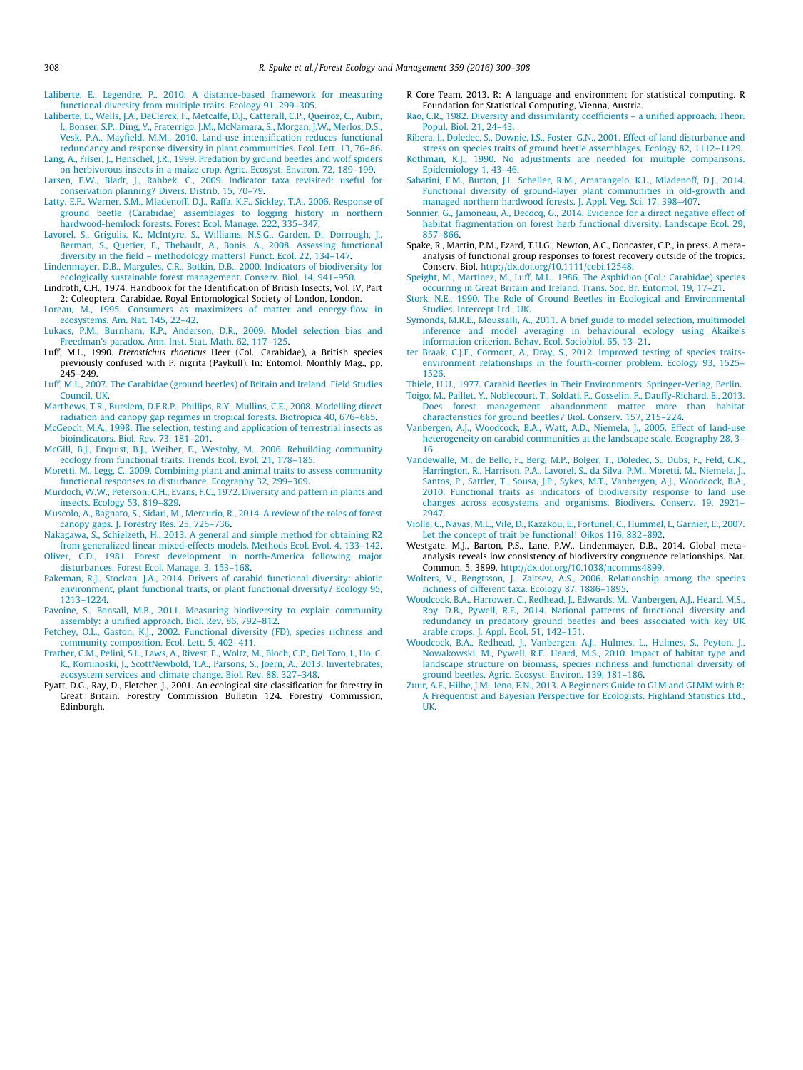Laliberte, E., Legendre, P., 2010. A distance-based framework for measuring functional diversity from multiple traits. Ecology 91, 299–305.

Laliberte, E., Wells, J.A., DeClerck, F., Metcalfe, D.J., Catterall, C.P., Queiroz, C., Aubin, I., Bonser, S.P., Ding, Y., Fraterrigo, J.M., McNamara, S., Morgan, J.W., Merlos, D.S., Vesk, P.A., Mayfield, M.M., 2010. Land-use intensification reduces functional redundancy and response diversity in plant communities. Ecol. Lett. 13, 76–86.

Lang, A., Filser, J., Henschel, J.R., 1999. Predation by ground beetles and wolf spiders on herbivorous insects in a maize crop. Agric. Ecosyst. Environ. 72, 189–199.

Larsen, F.W., Bladt, J., Rahbek, C., 2009. Indicator taxa revisited: useful for conservation planning? Divers. Distrib. 15, 70–79.

Latty, E.F., Werner, S.M., Mladenoff, D.J., Raffa, K.F., Sickley, T.A., 2006. Response of ground beetle (Carabidae) assemblages to logging history in northern hardwood-hemlock forests. Forest Ecol. Manage. 222, 335–347.

Lavorel, S., Grigulis, K., McIntyre, S., Williams, N.S.G., Garden, D., Dorrough, J., Berman, S., Quetier, F., Thebault, A., Bonis, A., 2008. Assessing functional diversity in the field – methodology matters! Funct. Ecol. 22, 134–147.

Lindenmayer, D.B., Margules, C.R., Botkin, D.B., 2000. Indicators of biodiversity for ecologically sustainable forest management. Conserv. Biol. 14, 941–950.

Lindroth, C.H., 1974. Handbook for the Identification of British Insects, Vol. IV, Part 2: Coleoptera, Carabidae. Royal Entomological Society of London, London.

Loreau, M., 1995. Consumers as maximizers of matter and energy-flow in ecosystems. Am. Nat. 145, 22–42.

Lukacs, P.M., Burnham, K.P., Anderson, D.R., 2009. Model selection bias and Freedman's paradox. Ann. Inst. Stat. Math. 62, 117–125.

Luff, M.L., 1990. *Pterostichus rhaeticus* Heer (Col., Carabidae), a British species previously confused with P. nigrita (Paykull). In: Entomol. Monthly Mag., pp. 245–249.

Luff, M.L., 2007. The Carabidae (ground beetles) of Britain and Ireland. Field Studies Council, UK.

Marthews, T.R., Burslem, D.F.R.P., Phillips, R.Y., Mullins, C.E., 2008. Modelling direct radiation and canopy gap regimes in tropical forests. Biotropica 40, 676–685.

McGeoch, M.A., 1998. The selection, testing and application of terrestrial insects as bioindicators. Biol. Rev. 73, 181–201.

McGill, B.J., Enquist, B.J., Weiher, E., Westoby, M., 2006. Rebuilding community ecology from functional traits. Trends Ecol. Evol. 21, 178–185.

Moretti, M., Legg, C., 2009. Combining plant and animal traits to assess community functional responses to disturbance. Ecography 32, 299–309.

Murdoch, W.W., Peterson, C.H., Evans, F.C., 1972. Diversity and pattern in plants and insects. Ecology 53, 819–829.

Muscolo, A., Bagnato, S., Sidari, M., Mercurio, R., 2014. A review of the roles of forest canopy gaps. J. Forestry Res. 25, 725–736.

Nakagawa, S., Schielzeth, H., 2013. A general and simple method for obtaining R2 from generalized linear mixed-effects models. Methods Ecol. Evol. 4, 133–142.

Oliver, C.D., 1981. Forest development in north-America following major disturbances. Forest Ecol. Manage. 3, 153–168.

Pakeman, R.J., Stockan, J.A., 2014. Drivers of carabid functional diversity: abiotic environment, plant functional traits, or plant functional diversity? Ecology 95, 1213–1224.

Pavoine, S., Bonsall, M.B., 2011. Measuring biodiversity to explain community assembly: a unified approach. Biol. Rev. 86, 792–812.

Petchey, O.L., Gaston, K.J., 2002. Functional diversity (FD), species richness and community composition. Ecol. Lett. 5, 402–411.

Prather, C.M., Pelini, S.L., Laws, A., Rivest, E., Woltz, M., Bloch, C.P., Del Toro, I., Ho, C. K., Kominoski, J., ScottNewbold, T.A., Parsons, S., Joern, A., 2013. Invertebrates, ecosystem services and climate change. Biol. Rev. 88, 327–348.

Pyatt, D.G., Ray, D., Fletcher, J., 2001. An ecological site classification for forestry in Great Britain. Forestry Commission Bulletin 124. Forestry Commission, Edinburgh.

R Core Team, 2013. R: A language and environment for statistical computing. R Foundation for Statistical Computing, Vienna, Austria.

Rao, C.R., 1982. Diversity and dissimilarity coefficients – a unified approach. Theor. Popul. Biol. 21, 24–43.

Ribera, I., Doledec, S., Downie, I.S., Foster, G.N., 2001. Effect of land disturbance and stress on species traits of ground beetle assemblages. Ecology 82, 1112–1129.

Rothman, K.J., 1990. No adjustments are needed for multiple comparisons. Epidemiology 1, 43–46.

Sabatini, F.M., Burton, J.I., Scheller, R.M., Amatangelo, K.L., Mladenoff, D.J., 2014. Functional diversity of ground-layer plant communities in old-growth and managed northern hardwood forests. J. Appl. Veg. Sci. 17, 398–407.

Sonnier, G., Jamoneau, A., Decocq, G., 2014. Evidence for a direct negative effect of habitat fragmentation on forest herb functional diversity. Landscape Ecol. 29, 857–866.

Spake, R., Martin, P.M., Ezard, T.H.G., Newton, A.C., Doncaster, C.P., in press. A meta-analysis of functional group responses to forest recovery outside of the tropics. Conserv. Biol. http://dx.doi.org/10.1111/cobi.12548.

Speight, M., Martinez, M., Luff, M.L., 1986. The Asphidion (Col.: Carabidae) species occurring in Great Britain and Ireland. Trans. Soc. Br. Entomol. 19, 17–21.

Stork, N.E., 1990. The Role of Ground Beetles in Ecological and Environmental Studies. Intercept Ltd., UK.

Symonds, M.R.E., Moussalli, A., 2011. A brief guide to model selection, multimodel inference and model averaging in behavioural ecology using Akaike's information criterion. Behav. Ecol. Sociobiol. 65, 13–21.

ter Braak, C.J.F., Cormont, A., Dray, S., 2012. Improved testing of species traits-environment relationships in the fourth-corner problem. Ecology 93, 1525–1526.

Thiele, H.U., 1977. Carabid Beetles in Their Environments. Springer-Verlag, Berlin.

Toigo, M., Paillet, Y., Noblecourt, T., Soldati, F., Gosselin, F., Dauffy-Richard, E., 2013. Does forest management abandonment matter more than habitat characteristics for ground beetles? Biol. Conserv. 157, 215–224.

Vanbergen, A.J., Woodcock, B.A., Watt, A.D., Niemela, J., 2005. Effect of land-use heterogeneity on carabid communities at the landscape scale. Ecography 28, 3–16.

Vandewalle, M., de Bello, F., Berg, M.P., Bolger, T., Doledec, S., Dubs, F., Feld, C.K., Harrington, R., Harrison, P.A., Lavorel, S., da Silva, P.M., Moretti, M., Niemela, J., Santos, P., Sattler, T., Sousa, J.P., Sykes, M.T., Vanbergen, A.J., Woodcock, B.A., 2010. Functional traits as indicators of biodiversity response to land use changes across ecosystems and organisms. Biodivers. Conserv. 19, 2921–2947.

Violle, C., Navas, M.L., Vile, D., Kazakou, E., Fortunel, C., Hummel, I., Garnier, E., 2007. Let the concept of trait be functional! Oikos 116, 882–892.

Westgate, M.J., Barton, P.S., Lane, P.W., Lindenmayer, D.B., 2014. Global meta-analysis reveals low consistency of biodiversity congruence relationships. Nat. Commun. 5, 3899. http://dx.doi.org/10.1038/ncomms4899.

Wolters, V., Bengtsson, J., Zaitsev, A.S., 2006. Relationship among the species richness of different taxa. Ecology 87, 1886–1895.

Woodcock, B.A., Harrower, C., Redhead, J., Edwards, M., Vanbergen, A.J., Heard, M.S., Roy, D.B., Pywell, R.F., 2014. National patterns of functional diversity and redundancy in predatory ground beetles and bees associated with key UK arable crops. J. Appl. Ecol. 51, 142–151.

Woodcock, B.A., Redhead, J., Vanbergen, A.J., Hulmes, L., Hulmes, S., Peyton, J., Nowakowski, M., Pywell, R.F., Heard, M.S., 2010. Impact of habitat type and landscape structure on biomass, species richness and functional diversity of ground beetles. Agric. Ecosyst. Environ. 139, 181–186.

Zuur, A.F., Hilbe, J.M., Ieno, E.N., 2013. A Beginners Guide to GLM and GLMM with R: A Frequentist and Bayesian Perspective for Ecologists. Highland Statistics Ltd., UK.